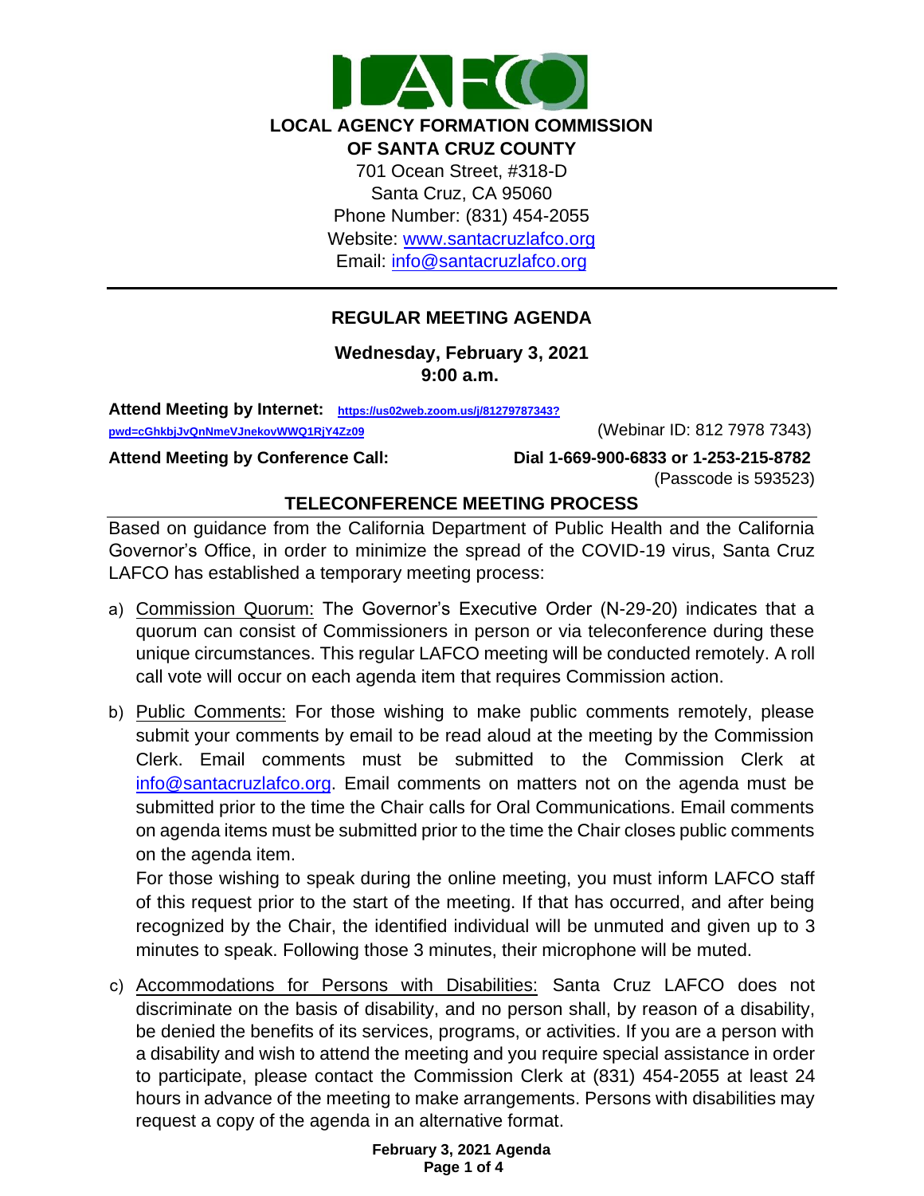# LOCAL AGENCY FORMATION COMMISSION OF SANTA CRUZ COUNTY

701 Ocean Street, #318-D
Santa Cruz, CA 95060
Phone Number: (831) 454-2055
Website: www.santacruzlafco.org
Email: info@santacruzlafco.org

## REGULAR MEETING AGENDA

**Wednesday, February 3, 2021**
**9:00 a.m.**

**Attend Meeting by Internet:** https://us02web.zoom.us/j/81279787343?pwd=cGhkbjJvQnNmeVJnekovWWQ1RjY4Zz09 (Webinar ID: 812 7978 7343)

**Attend Meeting by Conference Call:** **Dial 1-669-900-6833 or 1-253-215-8782** (Passcode is 593523)

### TELECONFERENCE MEETING PROCESS

Based on guidance from the California Department of Public Health and the California Governor's Office, in order to minimize the spread of the COVID-19 virus, Santa Cruz LAFCO has established a temporary meeting process:

a) Commission Quorum: The Governor's Executive Order (N-29-20) indicates that a quorum can consist of Commissioners in person or via teleconference during these unique circumstances. This regular LAFCO meeting will be conducted remotely. A roll call vote will occur on each agenda item that requires Commission action.

b) Public Comments: For those wishing to make public comments remotely, please submit your comments by email to be read aloud at the meeting by the Commission Clerk. Email comments must be submitted to the Commission Clerk at info@santacruzlafco.org. Email comments on matters not on the agenda must be submitted prior to the time the Chair calls for Oral Communications. Email comments on agenda items must be submitted prior to the time the Chair closes public comments on the agenda item.

   For those wishing to speak during the online meeting, you must inform LAFCO staff of this request prior to the start of the meeting. If that has occurred, and after being recognized by the Chair, the identified individual will be unmuted and given up to 3 minutes to speak. Following those 3 minutes, their microphone will be muted.

c) Accommodations for Persons with Disabilities: Santa Cruz LAFCO does not discriminate on the basis of disability, and no person shall, by reason of a disability, be denied the benefits of its services, programs, or activities. If you are a person with a disability and wish to attend the meeting and you require special assistance in order to participate, please contact the Commission Clerk at (831) 454-2055 at least 24 hours in advance of the meeting to make arrangements. Persons with disabilities may request a copy of the agenda in an alternative format.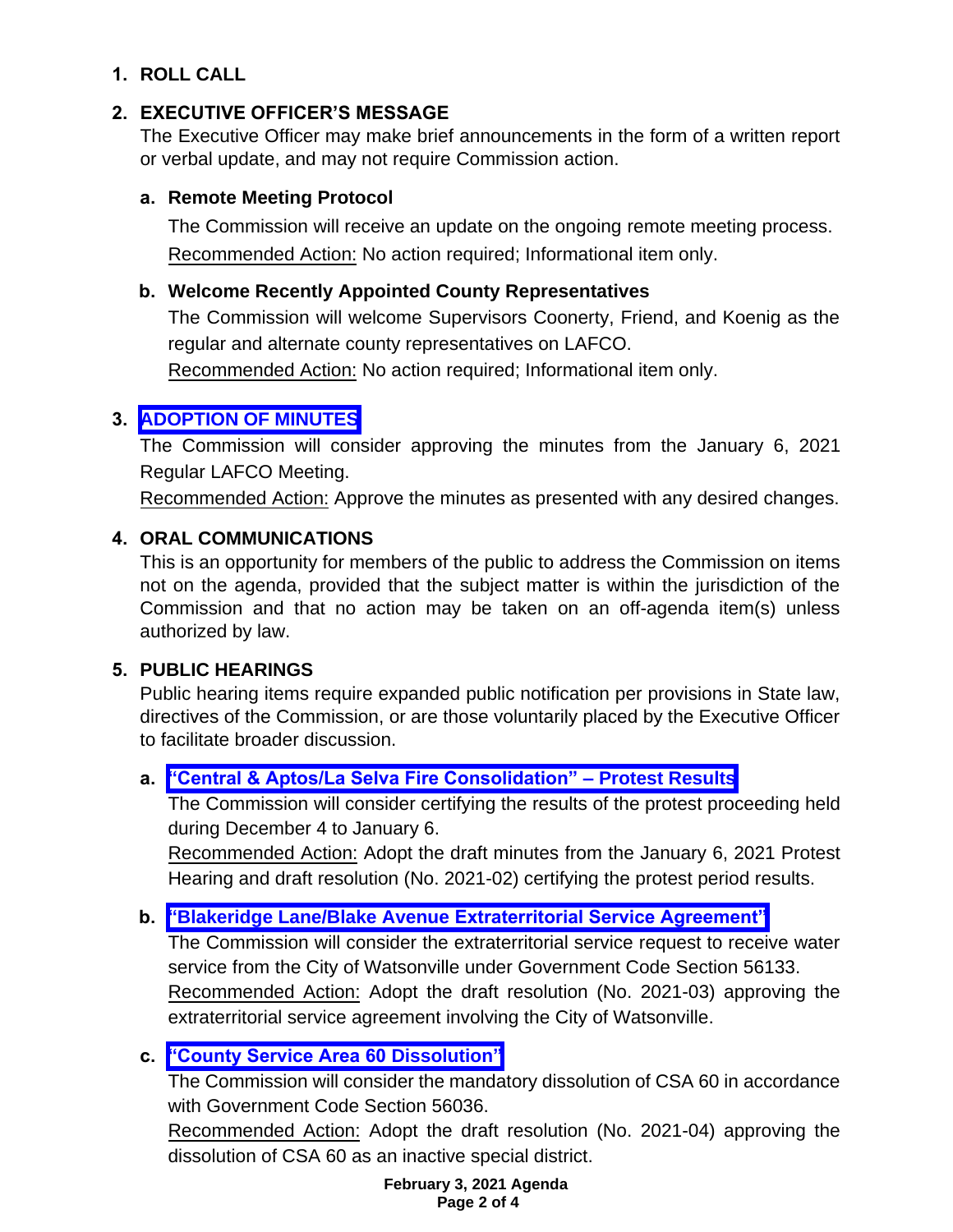1. **ROLL CALL**

2. **EXECUTIVE OFFICER'S MESSAGE**

   The Executive Officer may make brief announcements in the form of a written report or verbal update, and may not require Commission action.

   a. **Remote Meeting Protocol**

      The Commission will receive an update on the ongoing remote meeting process.

      Recommended Action: No action required; Informational item only.

   b. **Welcome Recently Appointed County Representatives**

      The Commission will welcome Supervisors Coonerty, Friend, and Koenig as the regular and alternate county representatives on LAFCO.

      Recommended Action: No action required; Informational item only.

3. **ADOPTION OF MINUTES**

   The Commission will consider approving the minutes from the January 6, 2021 Regular LAFCO Meeting.

   Recommended Action: Approve the minutes as presented with any desired changes.

4. **ORAL COMMUNICATIONS**

   This is an opportunity for members of the public to address the Commission on items not on the agenda, provided that the subject matter is within the jurisdiction of the Commission and that no action may be taken on an off-agenda item(s) unless authorized by law.

5. **PUBLIC HEARINGS**

   Public hearing items require expanded public notification per provisions in State law, directives of the Commission, or are those voluntarily placed by the Executive Officer to facilitate broader discussion.

   a. **"Central & Aptos/La Selva Fire Consolidation" – Protest Results**

      The Commission will consider certifying the results of the protest proceeding held during December 4 to January 6.

      Recommended Action: Adopt the draft minutes from the January 6, 2021 Protest Hearing and draft resolution (No. 2021-02) certifying the protest period results.

   b. **"Blakeridge Lane/Blake Avenue Extraterritorial Service Agreement"**

      The Commission will consider the extraterritorial service request to receive water service from the City of Watsonville under Government Code Section 56133.

      Recommended Action: Adopt the draft resolution (No. 2021-03) approving the extraterritorial service agreement involving the City of Watsonville.

   c. **"County Service Area 60 Dissolution"**

      The Commission will consider the mandatory dissolution of CSA 60 in accordance with Government Code Section 56036.

      Recommended Action: Adopt the draft resolution (No. 2021-04) approving the dissolution of CSA 60 as an inactive special district.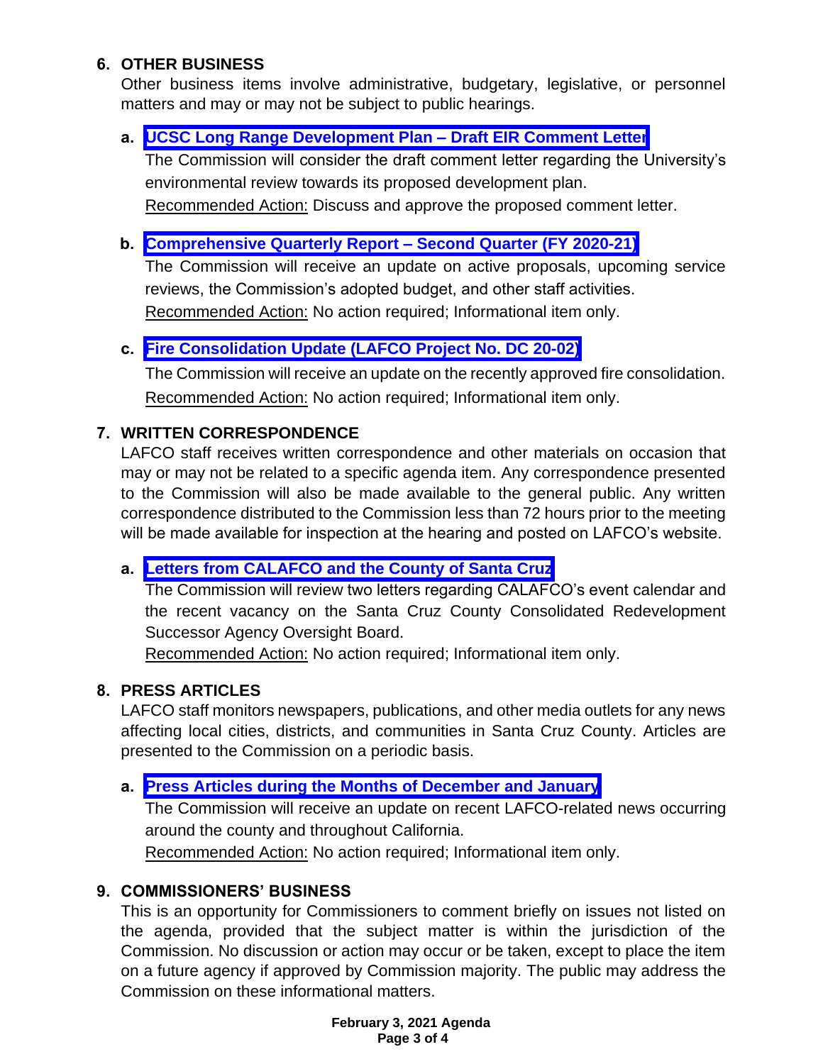## 6. OTHER BUSINESS

Other business items involve administrative, budgetary, legislative, or personnel matters and may or may not be subject to public hearings.

**a. UCSC Long Range Development Plan – Draft EIR Comment Letter**

The Commission will consider the draft comment letter regarding the University's environmental review towards its proposed development plan.

Recommended Action: Discuss and approve the proposed comment letter.

**b. Comprehensive Quarterly Report – Second Quarter (FY 2020-21)**

The Commission will receive an update on active proposals, upcoming service reviews, the Commission's adopted budget, and other staff activities.

Recommended Action: No action required; Informational item only.

**c. Fire Consolidation Update (LAFCO Project No. DC 20-02)**

The Commission will receive an update on the recently approved fire consolidation.

Recommended Action: No action required; Informational item only.

## 7. WRITTEN CORRESPONDENCE

LAFCO staff receives written correspondence and other materials on occasion that may or may not be related to a specific agenda item. Any correspondence presented to the Commission will also be made available to the general public. Any written correspondence distributed to the Commission less than 72 hours prior to the meeting will be made available for inspection at the hearing and posted on LAFCO's website.

**a. Letters from CALAFCO and the County of Santa Cruz**

The Commission will review two letters regarding CALAFCO's event calendar and the recent vacancy on the Santa Cruz County Consolidated Redevelopment Successor Agency Oversight Board.

Recommended Action: No action required; Informational item only.

## 8. PRESS ARTICLES

LAFCO staff monitors newspapers, publications, and other media outlets for any news affecting local cities, districts, and communities in Santa Cruz County. Articles are presented to the Commission on a periodic basis.

**a. Press Articles during the Months of December and January**

The Commission will receive an update on recent LAFCO-related news occurring around the county and throughout California.

Recommended Action: No action required; Informational item only.

## 9. COMMISSIONERS' BUSINESS

This is an opportunity for Commissioners to comment briefly on issues not listed on the agenda, provided that the subject matter is within the jurisdiction of the Commission. No discussion or action may occur or be taken, except to place the item on a future agency if approved by Commission majority. The public may address the Commission on these informational matters.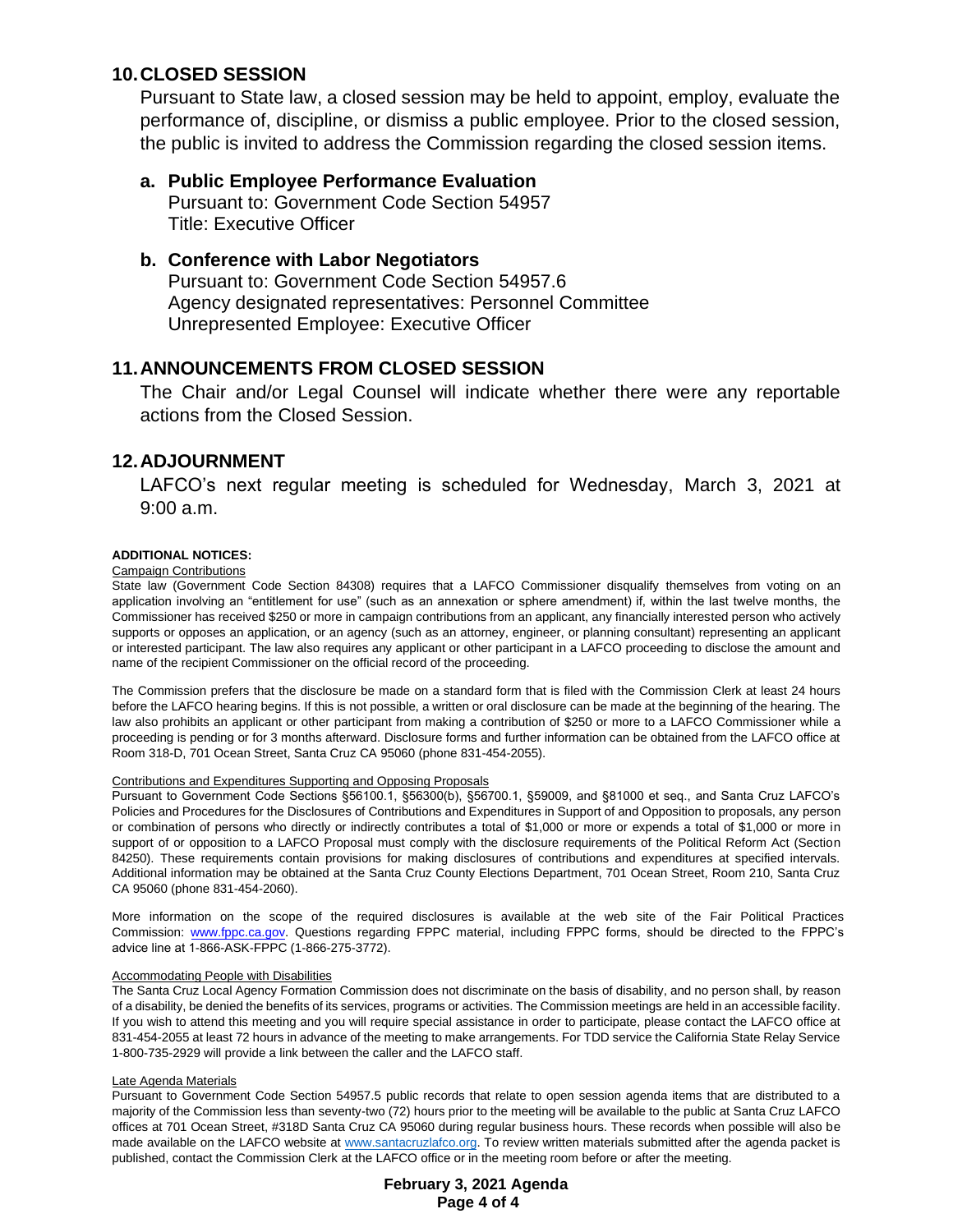## 10. CLOSED SESSION

Pursuant to State law, a closed session may be held to appoint, employ, evaluate the performance of, discipline, or dismiss a public employee. Prior to the closed session, the public is invited to address the Commission regarding the closed session items.

### a. Public Employee Performance Evaluation

Pursuant to: Government Code Section 54957
Title: Executive Officer

### b. Conference with Labor Negotiators

Pursuant to: Government Code Section 54957.6
Agency designated representatives: Personnel Committee
Unrepresented Employee: Executive Officer

## 11. ANNOUNCEMENTS FROM CLOSED SESSION

The Chair and/or Legal Counsel will indicate whether there were any reportable actions from the Closed Session.

## 12. ADJOURNMENT

LAFCO's next regular meeting is scheduled for Wednesday, March 3, 2021 at 9:00 a.m.

**ADDITIONAL NOTICES:**

Campaign Contributions

State law (Government Code Section 84308) requires that a LAFCO Commissioner disqualify themselves from voting on an application involving an "entitlement for use" (such as an annexation or sphere amendment) if, within the last twelve months, the Commissioner has received $250 or more in campaign contributions from an applicant, any financially interested person who actively supports or opposes an application, or an agency (such as an attorney, engineer, or planning consultant) representing an applicant or interested participant. The law also requires any applicant or other participant in a LAFCO proceeding to disclose the amount and name of the recipient Commissioner on the official record of the proceeding.

The Commission prefers that the disclosure be made on a standard form that is filed with the Commission Clerk at least 24 hours before the LAFCO hearing begins. If this is not possible, a written or oral disclosure can be made at the beginning of the hearing. The law also prohibits an applicant or other participant from making a contribution of $250 or more to a LAFCO Commissioner while a proceeding is pending or for 3 months afterward. Disclosure forms and further information can be obtained from the LAFCO office at Room 318-D, 701 Ocean Street, Santa Cruz CA 95060 (phone 831-454-2055).

Contributions and Expenditures Supporting and Opposing Proposals

Pursuant to Government Code Sections §56100.1, §56300(b), §56700.1, §59009, and §81000 et seq., and Santa Cruz LAFCO's Policies and Procedures for the Disclosures of Contributions and Expenditures in Support of and Opposition to proposals, any person or combination of persons who directly or indirectly contributes a total of $1,000 or more or expends a total of $1,000 or more in support of or opposition to a LAFCO Proposal must comply with the disclosure requirements of the Political Reform Act (Section 84250). These requirements contain provisions for making disclosures of contributions and expenditures at specified intervals. Additional information may be obtained at the Santa Cruz County Elections Department, 701 Ocean Street, Room 210, Santa Cruz CA 95060 (phone 831-454-2060).

More information on the scope of the required disclosures is available at the web site of the Fair Political Practices Commission: www.fppc.ca.gov. Questions regarding FPPC material, including FPPC forms, should be directed to the FPPC's advice line at 1-866-ASK-FPPC (1-866-275-3772).

Accommodating People with Disabilities

The Santa Cruz Local Agency Formation Commission does not discriminate on the basis of disability, and no person shall, by reason of a disability, be denied the benefits of its services, programs or activities. The Commission meetings are held in an accessible facility. If you wish to attend this meeting and you will require special assistance in order to participate, please contact the LAFCO office at 831-454-2055 at least 72 hours in advance of the meeting to make arrangements. For TDD service the California State Relay Service 1-800-735-2929 will provide a link between the caller and the LAFCO staff.

Late Agenda Materials

Pursuant to Government Code Section 54957.5 public records that relate to open session agenda items that are distributed to a majority of the Commission less than seventy-two (72) hours prior to the meeting will be available to the public at Santa Cruz LAFCO offices at 701 Ocean Street, #318D Santa Cruz CA 95060 during regular business hours. These records when possible will also be made available on the LAFCO website at www.santacruzlafco.org. To review written materials submitted after the agenda packet is published, contact the Commission Clerk at the LAFCO office or in the meeting room before or after the meeting.